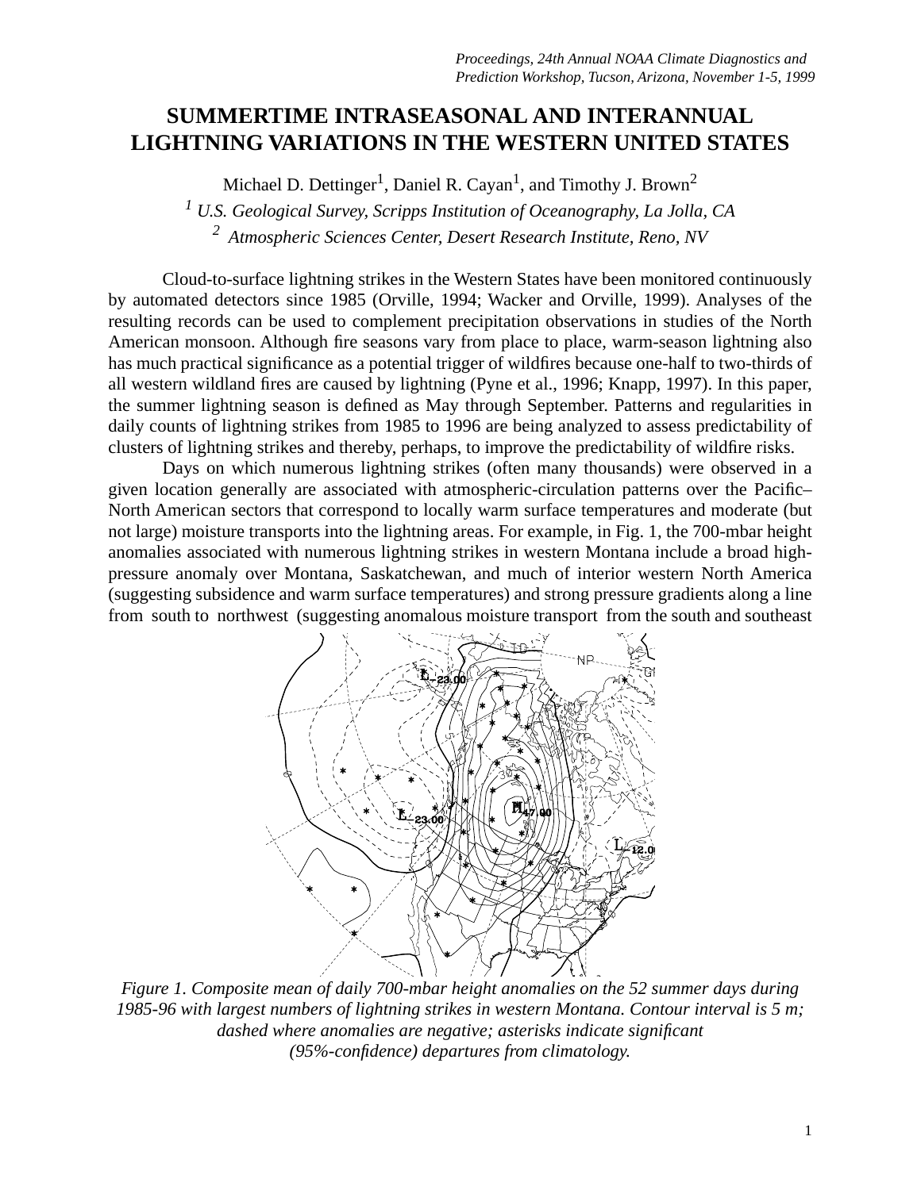# SUMMERTIME INTRASEASONAL AND INTERANNUAL LIGHTNING VARIATIONS IN THE WESTERN UNITED STATES

Michael D. Dettinger[1], Daniel R. Cayan[1], and Timothy J. Brown[2]

[1] *U.S. Geological Survey, Scripps Institution of Oceanography, La Jolla, CA*

[2] *Atmospheric Sciences Center, Desert Research Institute, Reno, NV*

Cloud-to-surface lightning strikes in the Western States have been monitored continuously by automated detectors since 1985 (Orville, 1994; Wacker and Orville, 1999). Analyses of the resulting records can be used to complement precipitation observations in studies of the North American monsoon. Although fire seasons vary from place to place, warm-season lightning also has much practical significance as a potential trigger of wildfires because one-half to two-thirds of all western wildland fires are caused by lightning (Pyne et al., 1996; Knapp, 1997). In this paper, the summer lightning season is defined as May through September. Patterns and regularities in daily counts of lightning strikes from 1985 to 1996 are being analyzed to assess predictability of clusters of lightning strikes and thereby, perhaps, to improve the predictability of wildfire risks.

Days on which numerous lightning strikes (often many thousands) were observed in a given location generally are associated with atmospheric-circulation patterns over the Pacific–North American sectors that correspond to locally warm surface temperatures and moderate (but not large) moisture transports into the lightning areas. For example, in Fig. 1, the 700-mbar height anomalies associated with numerous lightning strikes in western Montana include a broad high-pressure anomaly over Montana, Saskatchewan, and much of interior western North America (suggesting subsidence and warm surface temperatures) and strong pressure gradients along a line from south to northwest (suggesting anomalous moisture transport from the south and southeast

*Figure 1. Composite mean of daily 700-mbar height anomalies on the 52 summer days during 1985-96 with largest numbers of lightning strikes in western Montana. Contour interval is 5 m; dashed where anomalies are negative; asterisks indicate significant (95%-confidence) departures from climatology.*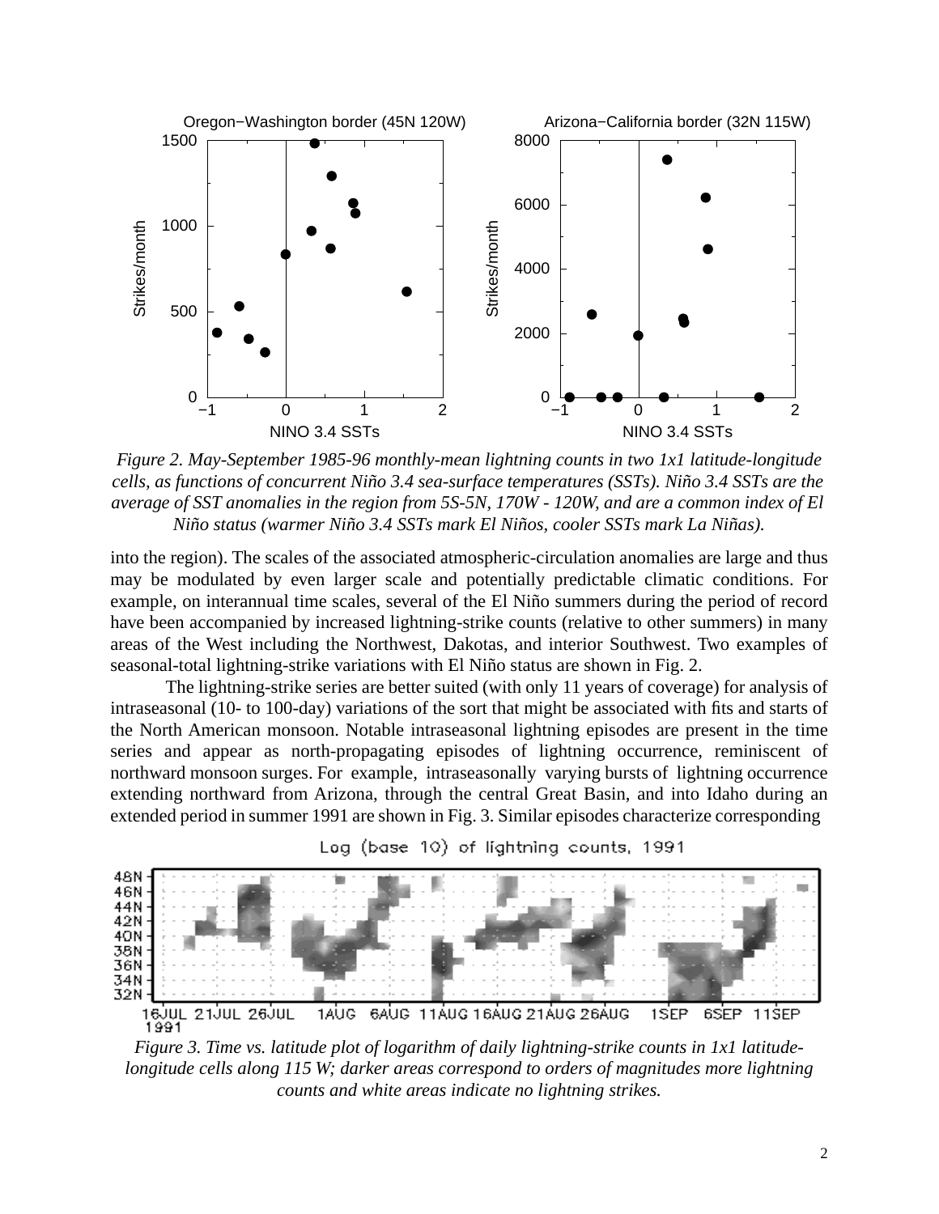*Figure 2. May-September 1985-96 monthly-mean lightning counts in two 1x1 latitude-longitude cells, as functions of concurrent Niño 3.4 sea-surface temperatures (SSTs). Niño 3.4 SSTs are the average of SST anomalies in the region from 5S-5N, 170W - 120W, and are a common index of El Niño status (warmer Niño 3.4 SSTs mark El Niños, cooler SSTs mark La Niñas).*

into the region). The scales of the associated atmospheric-circulation anomalies are large and thus may be modulated by even larger scale and potentially predictable climatic conditions. For example, on interannual time scales, several of the El Niño summers during the period of record have been accompanied by increased lightning-strike counts (relative to other summers) in many areas of the West including the Northwest, Dakotas, and interior Southwest. Two examples of seasonal-total lightning-strike variations with El Niño status are shown in Fig. 2.

The lightning-strike series are better suited (with only 11 years of coverage) for analysis of intraseasonal (10- to 100-day) variations of the sort that might be associated with fits and starts of the North American monsoon. Notable intraseasonal lightning episodes are present in the time series and appear as north-propagating episodes of lightning occurrence, reminiscent of northward monsoon surges. For example, intraseasonally varying bursts of lightning occurrence extending northward from Arizona, through the central Great Basin, and into Idaho during an extended period in summer 1991 are shown in Fig. 3. Similar episodes characterize corresponding

*Figure 3. Time vs. latitude plot of logarithm of daily lightning-strike counts in 1x1 latitude-longitude cells along 115 W; darker areas correspond to orders of magnitudes more lightning counts and white areas indicate no lightning strikes.*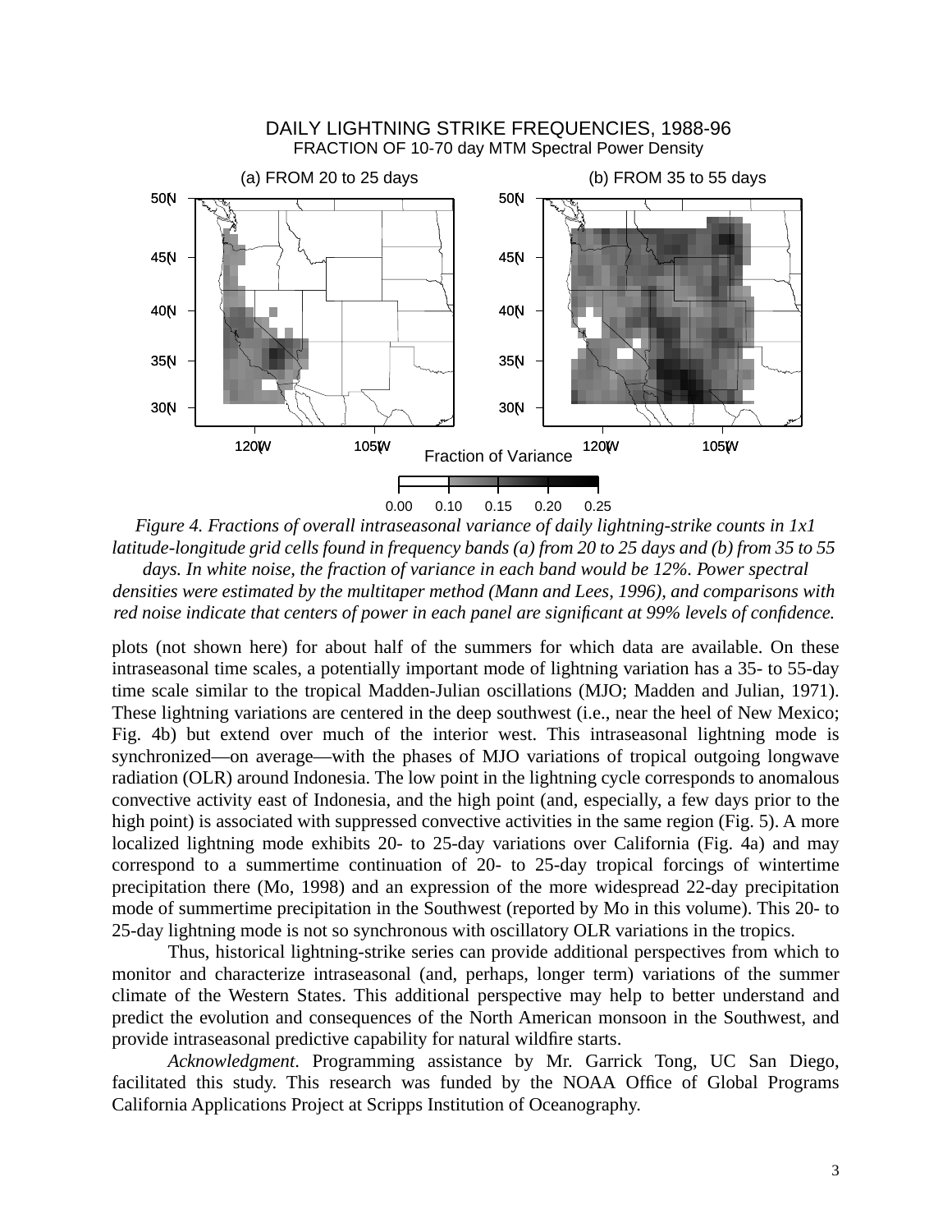*Figure 4. Fractions of overall intraseasonal variance of daily lightning-strike counts in 1x1 latitude-longitude grid cells found in frequency bands (a) from 20 to 25 days and (b) from 35 to 55 days. In white noise, the fraction of variance in each band would be 12%. Power spectral densities were estimated by the multitaper method (Mann and Lees, 1996), and comparisons with red noise indicate that centers of power in each panel are significant at 99% levels of confidence.*

plots (not shown here) for about half of the summers for which data are available. On these intraseasonal time scales, a potentially important mode of lightning variation has a 35- to 55-day time scale similar to the tropical Madden-Julian oscillations (MJO; Madden and Julian, 1971). These lightning variations are centered in the deep southwest (i.e., near the heel of New Mexico; Fig. 4b) but extend over much of the interior west. This intraseasonal lightning mode is synchronized—on average—with the phases of MJO variations of tropical outgoing longwave radiation (OLR) around Indonesia. The low point in the lightning cycle corresponds to anomalous convective activity east of Indonesia, and the high point (and, especially, a few days prior to the high point) is associated with suppressed convective activities in the same region (Fig. 5). A more localized lightning mode exhibits 20- to 25-day variations over California (Fig. 4a) and may correspond to a summertime continuation of 20- to 25-day tropical forcings of wintertime precipitation there (Mo, 1998) and an expression of the more widespread 22-day precipitation mode of summertime precipitation in the Southwest (reported by Mo in this volume). This 20- to 25-day lightning mode is not so synchronous with oscillatory OLR variations in the tropics.

Thus, historical lightning-strike series can provide additional perspectives from which to monitor and characterize intraseasonal (and, perhaps, longer term) variations of the summer climate of the Western States. This additional perspective may help to better understand and predict the evolution and consequences of the North American monsoon in the Southwest, and provide intraseasonal predictive capability for natural wildfire starts.

*Acknowledgment*. Programming assistance by Mr. Garrick Tong, UC San Diego, facilitated this study. This research was funded by the NOAA Office of Global Programs California Applications Project at Scripps Institution of Oceanography.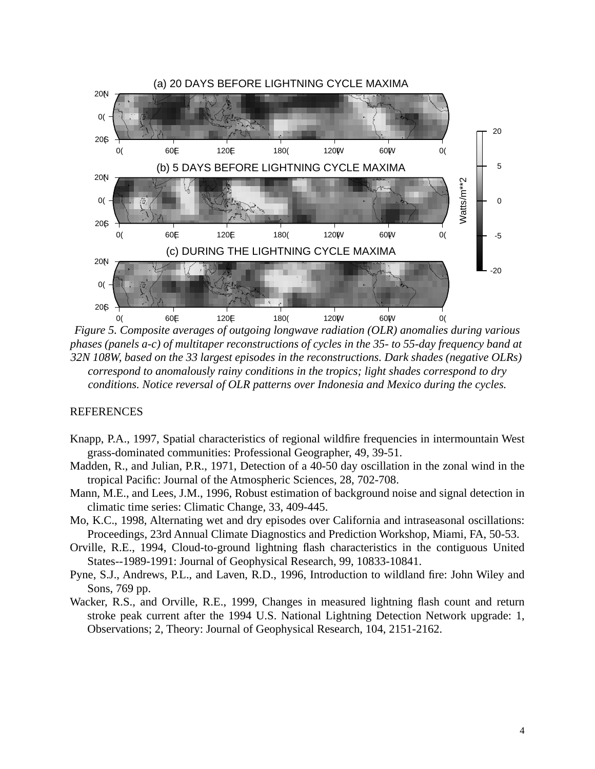(a) 20 DAYS BEFORE LIGHTNING CYCLE MAXIMA

20N
0(
20S
0(
60E
120E
180(
120W
60W
0(

(b) 5 DAYS BEFORE LIGHTNING CYCLE MAXIMA

20N
0(
20S
0(
60E
120E
180(
120W
60W
0(

(c) DURING THE LIGHTNING CYCLE MAXIMA

20N
0(
20S
0(
60E
120E
180(
120W
60W
0(

Watts/m**2
20
5
0
-5
-20

*Figure 5. Composite averages of outgoing longwave radiation (OLR) anomalies during various phases (panels a-c) of multitaper reconstructions of cycles in the 35- to 55-day frequency band at 32N 108W, based on the 33 largest episodes in the reconstructions. Dark shades (negative OLRs) correspond to anomalously rainy conditions in the tropics; light shades correspond to dry conditions. Notice reversal of OLR patterns over Indonesia and Mexico during the cycles.*

REFERENCES

Knapp, P.A., 1997, Spatial characteristics of regional wildfire frequencies in intermountain West grass-dominated communities: Professional Geographer, 49, 39-51.

Madden, R., and Julian, P.R., 1971, Detection of a 40-50 day oscillation in the zonal wind in the tropical Pacific: Journal of the Atmospheric Sciences, 28, 702-708.

Mann, M.E., and Lees, J.M., 1996, Robust estimation of background noise and signal detection in climatic time series: Climatic Change, 33, 409-445.

Mo, K.C., 1998, Alternating wet and dry episodes over California and intraseasonal oscillations: Proceedings, 23rd Annual Climate Diagnostics and Prediction Workshop, Miami, FA, 50-53.

Orville, R.E., 1994, Cloud-to-ground lightning flash characteristics in the contiguous United States--1989-1991: Journal of Geophysical Research, 99, 10833-10841.

Pyne, S.J., Andrews, P.L., and Laven, R.D., 1996, Introduction to wildland fire: John Wiley and Sons, 769 pp.

Wacker, R.S., and Orville, R.E., 1999, Changes in measured lightning flash count and return stroke peak current after the 1994 U.S. National Lightning Detection Network upgrade: 1, Observations; 2, Theory: Journal of Geophysical Research, 104, 2151-2162.